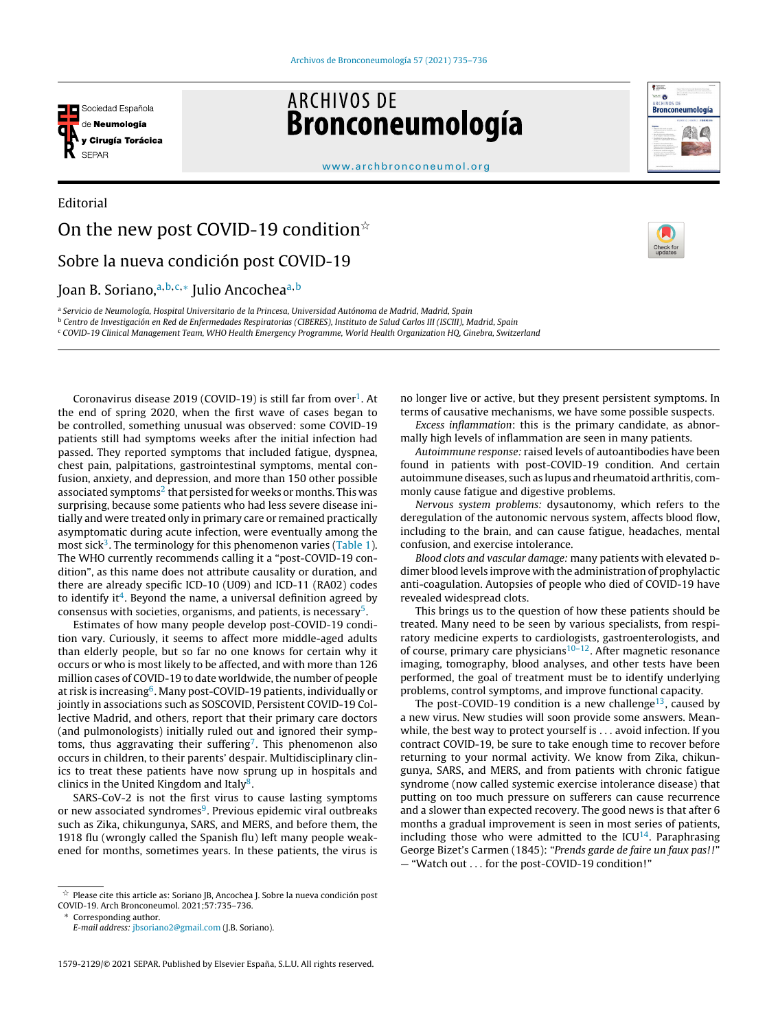Editorial

# On the new post COVID-19 condition☆

## Sobre la nueva condición post COVID-19

Joan B. Soriano[a,b,c,*] Julio Ancochea[a,b]

[a] Servicio de Neumología, Hospital Universitario de la Princesa, Universidad Autónoma de Madrid, Madrid, Spain
[b] Centro de Investigación en Red de Enfermedades Respiratorias (CIBERES), Instituto de Salud Carlos III (ISCIII), Madrid, Spain
[c] COVID-19 Clinical Management Team, WHO Health Emergency Programme, World Health Organization HQ, Ginebra, Switzerland

---

Coronavirus disease 2019 (COVID-19) is still far from over[1]. At the end of spring 2020, when the first wave of cases began to be controlled, something unusual was observed: some COVID-19 patients still had symptoms weeks after the initial infection had passed. They reported symptoms that included fatigue, dyspnea, chest pain, palpitations, gastrointestinal symptoms, mental confusion, anxiety, and depression, and more than 150 other possible associated symptoms[2] that persisted for weeks or months. This was surprising, because some patients who had less severe disease initially and were treated only in primary care or remained practically asymptomatic during acute infection, were eventually among the most sick[3]. The terminology for this phenomenon varies (Table 1). The WHO currently recommends calling it a "post-COVID-19 condition", as this name does not attribute causality or duration, and there are already specific ICD-10 (U09) and ICD-11 (RA02) codes to identify it[4]. Beyond the name, a universal definition agreed by consensus with societies, organisms, and patients, is necessary[5].

Estimates of how many people develop post-COVID-19 condition vary. Curiously, it seems to affect more middle-aged adults than elderly people, but so far no one knows for certain why it occurs or who is most likely to be affected, and with more than 126 million cases of COVID-19 to date worldwide, the number of people at risk is increasing[6]. Many post-COVID-19 patients, individually or jointly in associations such as SOSCOVID, Persistent COVID-19 Collective Madrid, and others, report that their primary care doctors (and pulmonologists) initially ruled out and ignored their symptoms, thus aggravating their suffering[7]. This phenomenon also occurs in children, to their parents' despair. Multidisciplinary clinics to treat these patients have now sprung up in hospitals and clinics in the United Kingdom and Italy[8].

SARS-CoV-2 is not the first virus to cause lasting symptoms or new associated syndromes[9]. Previous epidemic viral outbreaks such as Zika, chikungunya, SARS, and MERS, and before them, the 1918 flu (wrongly called the Spanish flu) left many people weakened for months, sometimes years. In these patients, the virus is no longer live or active, but they present persistent symptoms. In terms of causative mechanisms, we have some possible suspects.

*Excess inflammation*: this is the primary candidate, as abnormally high levels of inflammation are seen in many patients.

*Autoimmune response:* raised levels of autoantibodies have been found in patients with post-COVID-19 condition. And certain autoimmune diseases, such as lupus and rheumatoid arthritis, commonly cause fatigue and digestive problems.

*Nervous system problems:* dysautonomy, which refers to the deregulation of the autonomic nervous system, affects blood flow, including to the brain, and can cause fatigue, headaches, mental confusion, and exercise intolerance.

*Blood clots and vascular damage:* many patients with elevated D-dimer blood levels improve with the administration of prophylactic anti-coagulation. Autopsies of people who died of COVID-19 have revealed widespread clots.

This brings us to the question of how these patients should be treated. Many need to be seen by various specialists, from respiratory medicine experts to cardiologists, gastroenterologists, and of course, primary care physicians[10–12]. After magnetic resonance imaging, tomography, blood analyses, and other tests have been performed, the goal of treatment must be to identify underlying problems, control symptoms, and improve functional capacity.

The post-COVID-19 condition is a new challenge[13], caused by a new virus. New studies will soon provide some answers. Meanwhile, the best way to protect yourself is . . . avoid infection. If you contract COVID-19, be sure to take enough time to recover before returning to your normal activity. We know from Zika, chikungunya, SARS, and MERS, and from patients with chronic fatigue syndrome (now called systemic exercise intolerance disease) that putting on too much pressure on sufferers can cause recurrence and a slower than expected recovery. The good news is that after 6 months a gradual improvement is seen in most series of patients, including those who were admitted to the ICU[14]. Paraphrasing George Bizet's Carmen (1845): "*Prends garde de faire un faux pas!!*" — "Watch out . . . for the post-COVID-19 condition!"

---

☆ Please cite this article as: Soriano JB, Ancochea J. Sobre la nueva condición post COVID-19. Arch Bronconeumol. 2021;57:735–736.

\* Corresponding author.
*E-mail address:* jbsoriano2@gmail.com (J.B. Soriano).

1579-2129/© 2021 SEPAR. Published by Elsevier España, S.L.U. All rights reserved.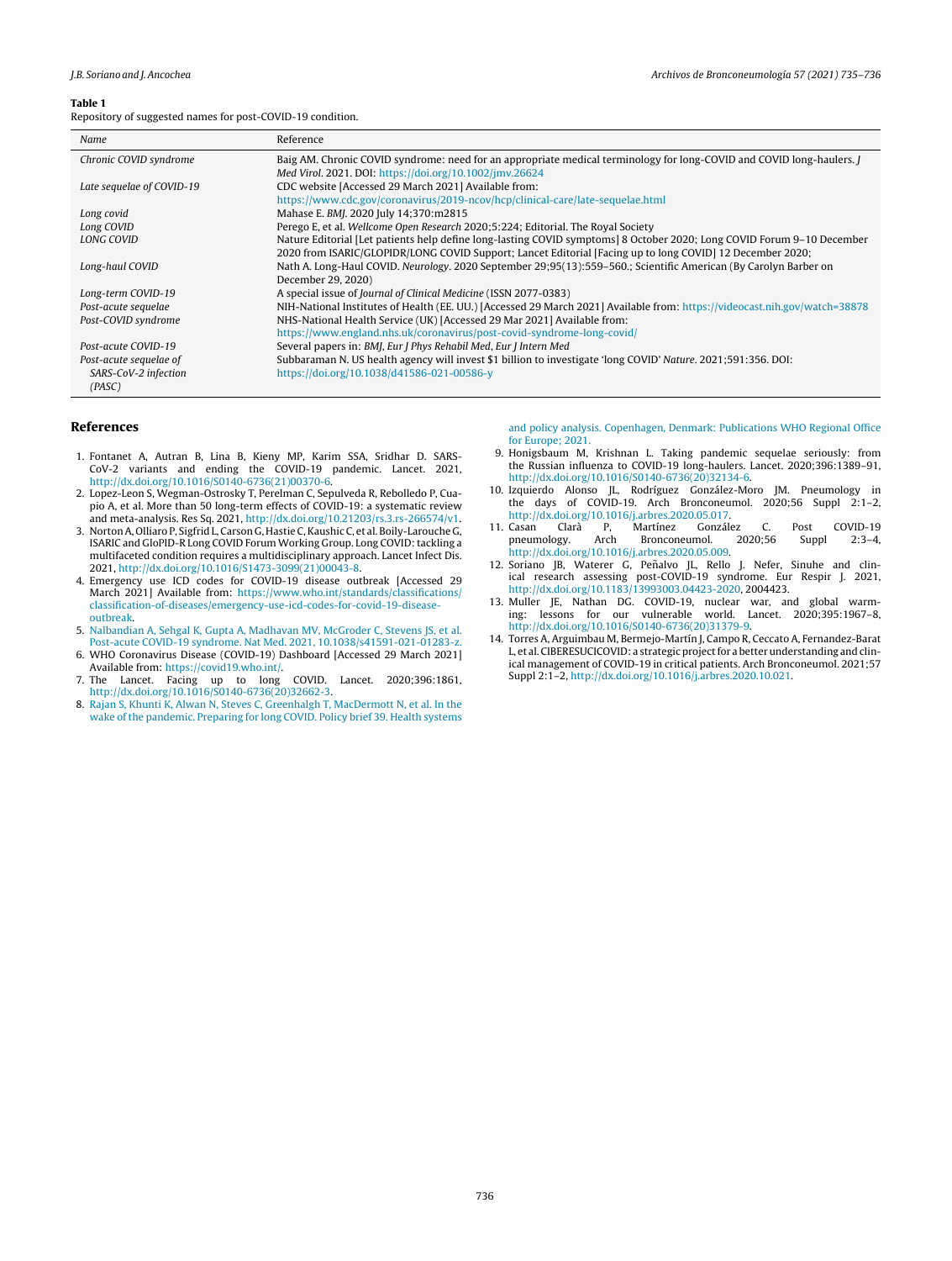**Table 1**
Repository of suggested names for post-COVID-19 condition.

| Name | Reference |
|---|---|
| *Chronic COVID syndrome* | Baig AM. Chronic COVID syndrome: need for an appropriate medical terminology for long-COVID and COVID long-haulers. *J Med Virol*. 2021. DOI: https://doi.org/10.1002/jmv.26624 |
| *Late sequelae of COVID-19* | CDC website [Accessed 29 March 2021] Available from: https://www.cdc.gov/coronavirus/2019-ncov/hcp/clinical-care/late-sequelae.html |
| *Long covid* | Mahase E. *BMJ*. 2020 July 14;370:m2815 |
| *Long COVID* | Perego E, et al. *Wellcome Open Research* 2020;5:224; Editorial. The Royal Society |
| *LONG COVID* | Nature Editorial [Let patients help define long-lasting COVID symptoms] 8 October 2020; Long COVID Forum 9–10 December 2020 from ISARIC/GLOPIDR/LONG COVID Support; Lancet Editorial [Facing up to long COVID] 12 December 2020; |
| *Long-haul COVID* | Nath A. Long-Haul COVID. *Neurology*. 2020 September 29;95(13):559–560.; Scientific American (By Carolyn Barber on December 29, 2020) |
| *Long-term COVID-19* | A special issue of *Journal of Clinical Medicine* (ISSN 2077-0383) |
| *Post-acute sequelae* | NIH-National Institutes of Health (EE. UU.) [Accessed 29 March 2021] Available from: https://videocast.nih.gov/watch=38878 |
| *Post-COVID syndrome* | NHS-National Health Service (UK) [Accessed 29 Mar 2021] Available from: https://www.england.nhs.uk/coronavirus/post-covid-syndrome-long-covid/ |
| *Post-acute COVID-19* | Several papers in: *BMJ*, *Eur J Phys Rehabil Med*, *Eur J Intern Med* |
| *Post-acute sequelae of SARS-CoV-2 infection (PASC)* | Subbaraman N. US health agency will invest $1 billion to investigate 'long COVID' *Nature*. 2021;591:356. DOI: https://doi.org/10.1038/d41586-021-00586-y |

## References

1. Fontanet A, Autran B, Lina B, Kieny MP, Karim SSA, Sridhar D. SARS-CoV-2 variants and ending the COVID-19 pandemic. Lancet. 2021, http://dx.doi.org/10.1016/S0140-6736(21)00370-6.
2. Lopez-Leon S, Wegman-Ostrosky T, Perelman C, Sepulveda R, Rebolledo P, Cuapio A, et al. More than 50 long-term effects of COVID-19: a systematic review and meta-analysis. Res Sq. 2021, http://dx.doi.org/10.21203/rs.3.rs-266574/v1.
3. Norton A, Olliaro P, Sigfrid L, Carson G, Hastie C, Kaushic C, et al. Boily-Larouche G, ISARIC and GloPID-R Long COVID Forum Working Group. Long COVID: tackling a multifaceted condition requires a multidisciplinary approach. Lancet Infect Dis. 2021, http://dx.doi.org/10.1016/S1473-3099(21)00043-8.
4. Emergency use ICD codes for COVID-19 disease outbreak [Accessed 29 March 2021] Available from: https://www.who.int/standards/classifications/classification-of-diseases/emergency-use-icd-codes-for-covid-19-disease-outbreak.
5. Nalbandian A, Sehgal K, Gupta A, Madhavan MV, McGroder C, Stevens JS, et al. Post-acute COVID-19 syndrome. Nat Med. 2021, 10.1038/s41591-021-01283-z.
6. WHO Coronavirus Disease (COVID-19) Dashboard [Accessed 29 March 2021] Available from: https://covid19.who.int/.
7. The Lancet. Facing up to long COVID. Lancet. 2020;396:1861, http://dx.doi.org/10.1016/S0140-6736(20)32662-3.
8. Rajan S, Khunti K, Alwan N, Steves C, Greenhalgh T, MacDermott N, et al. In the wake of the pandemic. Preparing for long COVID. Policy brief 39. Health systems and policy analysis. Copenhagen, Denmark: Publications WHO Regional Office for Europe; 2021.
9. Honigsbaum M, Krishnan L. Taking pandemic sequelae seriously: from the Russian influenza to COVID-19 long-haulers. Lancet. 2020;396:1389–91, http://dx.doi.org/10.1016/S0140-6736(20)32134-6.
10. Izquierdo Alonso JL, Rodríguez González-Moro JM. Pneumology in the days of COVID-19. Arch Bronconeumol. 2020;56 Suppl 2:1–2, http://dx.doi.org/10.1016/j.arbres.2020.05.017.
11. Casan Clarà P, Martínez González C. Post COVID-19 pneumology. Arch Bronconeumol. 2020;56 Suppl 2:3–4, http://dx.doi.org/10.1016/j.arbres.2020.05.009.
12. Soriano JB, Waterer G, Peñalvo JL, Rello J. Nefer, Sinuhe and clinical research assessing post-COVID-19 syndrome. Eur Respir J. 2021, http://dx.doi.org/10.1183/13993003.04423-2020, 2004423.
13. Muller JE, Nathan DG. COVID-19, nuclear war, and global warming: lessons for our vulnerable world. Lancet. 2020;395:1967–8, http://dx.doi.org/10.1016/S0140-6736(20)31379-9.
14. Torres A, Arguimbau M, Bermejo-Martín J, Campo R, Ceccato A, Fernandez-Barat L, et al. CIBERESUCICOVID: a strategic project for a better understanding and clinical management of COVID-19 in critical patients. Arch Bronconeumol. 2021;57 Suppl 2:1–2, http://dx.doi.org/10.1016/j.arbres.2020.10.021.